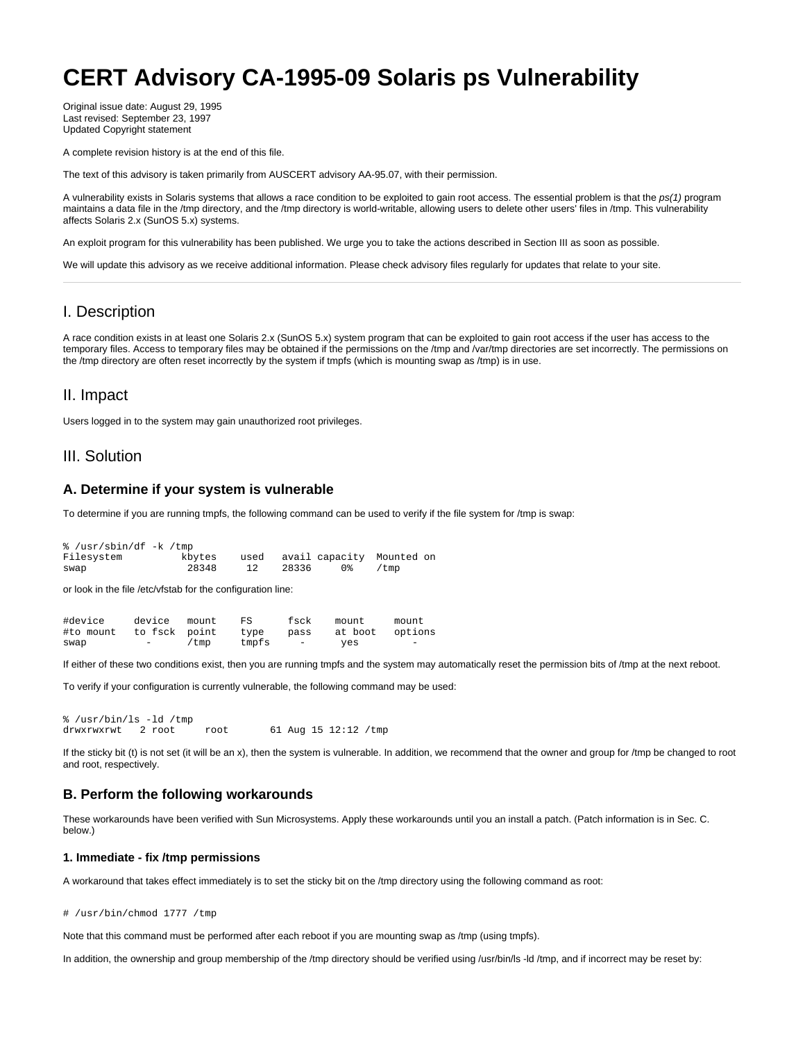# CERT Advisory CA-1995-09 Solaris ps Vulnerability

Original issue date: August 29, 1995
Last revised: September 23, 1997
Updated Copyright statement

A complete revision history is at the end of this file.

The text of this advisory is taken primarily from AUSCERT advisory AA-95.07, with their permission.

A vulnerability exists in Solaris systems that allows a race condition to be exploited to gain root access. The essential problem is that the *ps(1)* program maintains a data file in the /tmp directory, and the /tmp directory is world-writable, allowing users to delete other users' files in /tmp. This vulnerability affects Solaris 2.x (SunOS 5.x) systems.

An exploit program for this vulnerability has been published. We urge you to take the actions described in Section III as soon as possible.

We will update this advisory as we receive additional information. Please check advisory files regularly for updates that relate to your site.

---

## I. Description

A race condition exists in at least one Solaris 2.x (SunOS 5.x) system program that can be exploited to gain root access if the user has access to the temporary files. Access to temporary files may be obtained if the permissions on the /tmp and /var/tmp directories are set incorrectly. The permissions on the /tmp directory are often reset incorrectly by the system if tmpfs (which is mounting swap as /tmp) is in use.

## II. Impact

Users logged in to the system may gain unauthorized root privileges.

## III. Solution

### A. Determine if your system is vulnerable

To determine if you are running tmpfs, the following command can be used to verify if the file system for /tmp is swap:

```
% /usr/sbin/df -k /tmp
Filesystem          kbytes    used   avail capacity  Mounted on
swap                 28348     12    28336     0%    /tmp
```

or look in the file /etc/vfstab for the configuration line:

```
#device     device   mount    FS      fsck    mount     mount
#to mount   to fsck  point    type    pass    at boot   options
swap          -      /tmp     tmpfs    -       yes        -
```

If either of these two conditions exist, then you are running tmpfs and the system may automatically reset the permission bits of /tmp at the next reboot.

To verify if your configuration is currently vulnerable, the following command may be used:

```
% /usr/bin/ls -ld /tmp
drwxrwxrwt   2 root     root       61 Aug 15 12:12 /tmp
```

If the sticky bit (t) is not set (it will be an x), then the system is vulnerable. In addition, we recommend that the owner and group for /tmp be changed to root and root, respectively.

### B. Perform the following workarounds

These workarounds have been verified with Sun Microsystems. Apply these workarounds until you an install a patch. (Patch information is in Sec. C. below.)

#### 1. Immediate - fix /tmp permissions

A workaround that takes effect immediately is to set the sticky bit on the /tmp directory using the following command as root:

```
# /usr/bin/chmod 1777 /tmp
```

Note that this command must be performed after each reboot if you are mounting swap as /tmp (using tmpfs).

In addition, the ownership and group membership of the /tmp directory should be verified using /usr/bin/ls -ld /tmp, and if incorrect may be reset by: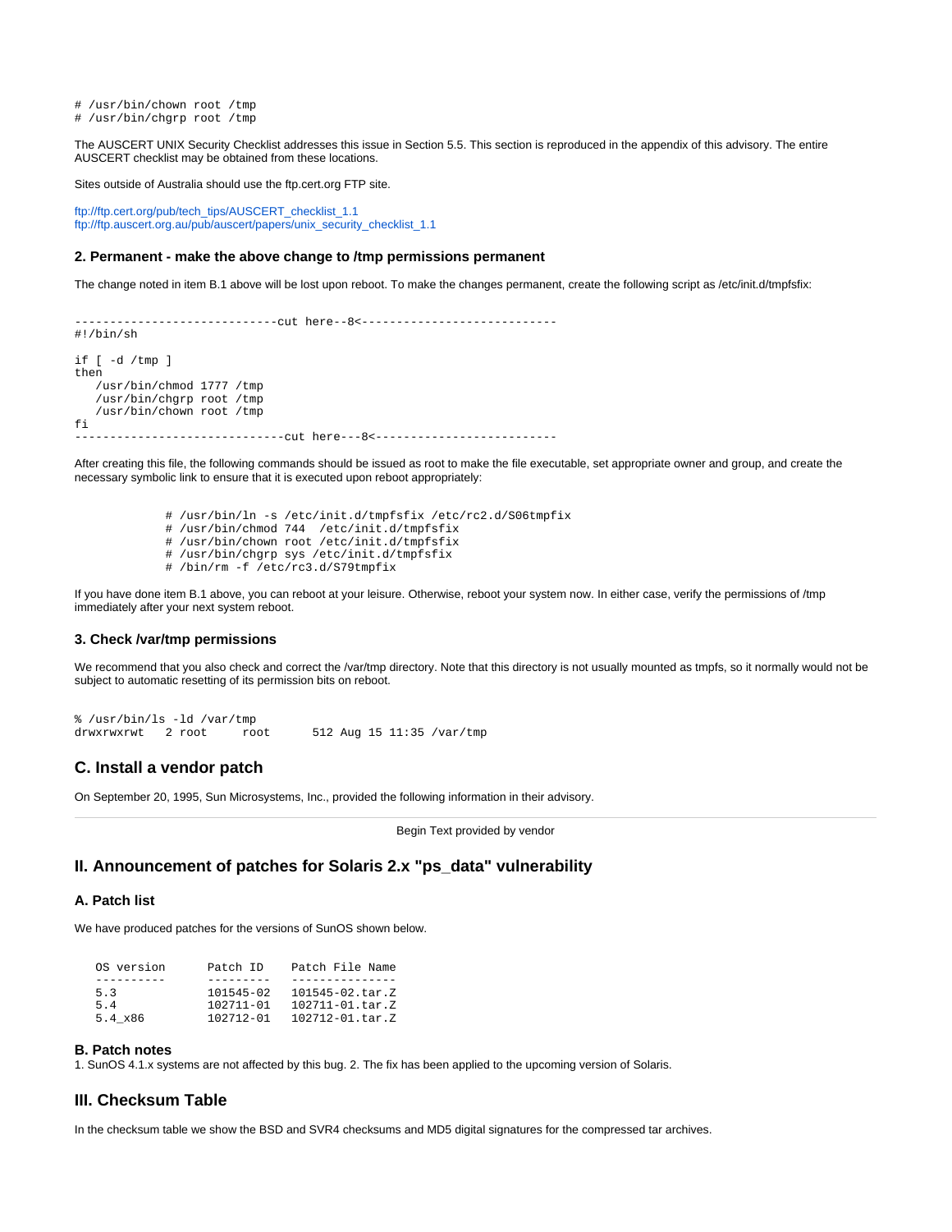```
# /usr/bin/chown root /tmp
# /usr/bin/chgrp root /tmp
```

The AUSCERT UNIX Security Checklist addresses this issue in Section 5.5. This section is reproduced in the appendix of this advisory. The entire AUSCERT checklist may be obtained from these locations.

Sites outside of Australia should use the ftp.cert.org FTP site.

ftp://ftp.cert.org/pub/tech_tips/AUSCERT_checklist_1.1
ftp://ftp.auscert.org.au/pub/auscert/papers/unix_security_checklist_1.1

### 2. Permanent - make the above change to /tmp permissions permanent

The change noted in item B.1 above will be lost upon reboot. To make the changes permanent, create the following script as /etc/init.d/tmpfsfix:

```
-----------------------------cut here--8<----------------------------
#!/bin/sh

if [ -d /tmp ]
then
   /usr/bin/chmod 1777 /tmp
   /usr/bin/chgrp root /tmp
   /usr/bin/chown root /tmp
fi
------------------------------cut here---8<--------------------------
```

After creating this file, the following commands should be issued as root to make the file executable, set appropriate owner and group, and create the necessary symbolic link to ensure that it is executed upon reboot appropriately:

```
# /usr/bin/ln -s /etc/init.d/tmpfsfix /etc/rc2.d/S06tmpfix
# /usr/bin/chmod 744  /etc/init.d/tmpfsfix
# /usr/bin/chown root /etc/init.d/tmpfsfix
# /usr/bin/chgrp sys /etc/init.d/tmpfsfix
# /bin/rm -f /etc/rc3.d/S79tmpfix
```

If you have done item B.1 above, you can reboot at your leisure. Otherwise, reboot your system now. In either case, verify the permissions of /tmp immediately after your next system reboot.

### 3. Check /var/tmp permissions

We recommend that you also check and correct the /var/tmp directory. Note that this directory is not usually mounted as tmpfs, so it normally would not be subject to automatic resetting of its permission bits on reboot.

```
% /usr/bin/ls -ld /var/tmp
drwxrwxrwt   2 root     root      512 Aug 15 11:35 /var/tmp
```

## C. Install a vendor patch

On September 20, 1995, Sun Microsystems, Inc., provided the following information in their advisory.

---

Begin Text provided by vendor

## II. Announcement of patches for Solaris 2.x "ps_data" vulnerability

### A. Patch list

We have produced patches for the versions of SunOS shown below.

| OS version | Patch ID | Patch File Name |
|---|---|---|
| 5.3 | 101545-02 | 101545-02.tar.Z |
| 5.4 | 102711-01 | 102711-01.tar.Z |
| 5.4_x86 | 102712-01 | 102712-01.tar.Z |

### B. Patch notes

1. SunOS 4.1.x systems are not affected by this bug. 2. The fix has been applied to the upcoming version of Solaris.

## III. Checksum Table

In the checksum table we show the BSD and SVR4 checksums and MD5 digital signatures for the compressed tar archives.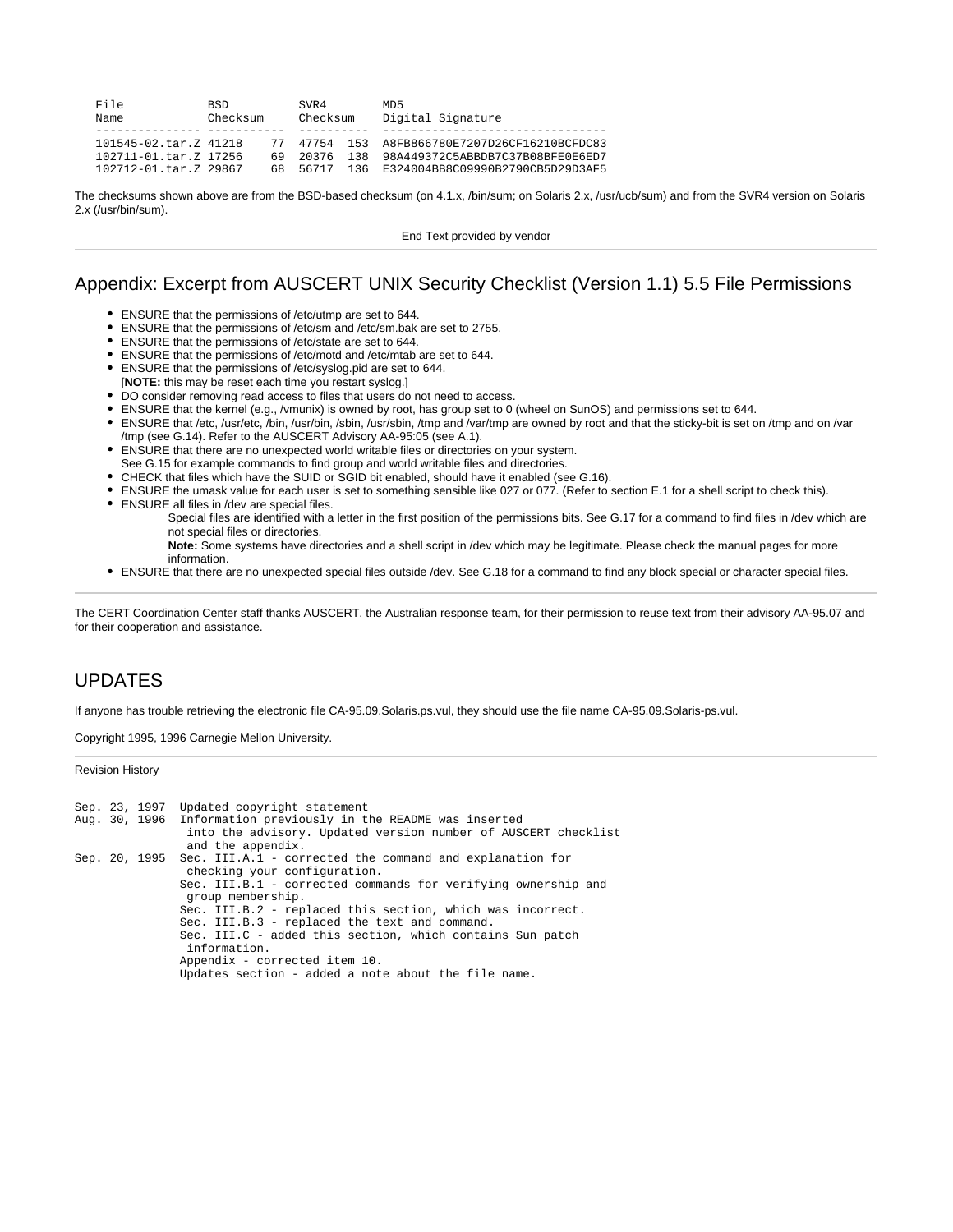```
File            BSD          SVR4         MD5
Name            Checksum     Checksum     Digital Signature
--------------- -----------  ----------   --------------------------------
101545-02.tar.Z 41218    77  47754  153  A8FB866780E7207D26CF16210BCFDC83
102711-01.tar.Z 17256    69  20376  138  98A449372C5ABBDB7C37B08BFE0E6ED7
102712-01.tar.Z 29867    68  56717  136  E324004BB8C09990B2790CB5D29D3AF5
```

The checksums shown above are from the BSD-based checksum (on 4.1.x, /bin/sum; on Solaris 2.x, /usr/ucb/sum) and from the SVR4 version on Solaris 2.x (/usr/bin/sum).

End Text provided by vendor

---

## Appendix: Excerpt from AUSCERT UNIX Security Checklist (Version 1.1) 5.5 File Permissions

- ENSURE that the permissions of /etc/utmp are set to 644.
- ENSURE that the permissions of /etc/sm and /etc/sm.bak are set to 2755.
- ENSURE that the permissions of /etc/state are set to 644.
- ENSURE that the permissions of /etc/motd and /etc/mtab are set to 644.
- ENSURE that the permissions of /etc/syslog.pid are set to 644.
  [**NOTE:** this may be reset each time you restart syslog.]
- DO consider removing read access to files that users do not need to access.
- ENSURE that the kernel (e.g., /vmunix) is owned by root, has group set to 0 (wheel on SunOS) and permissions set to 644.
- ENSURE that /etc, /usr/etc, /bin, /usr/bin, /sbin, /usr/sbin, /tmp and /var/tmp are owned by root and that the sticky-bit is set on /tmp and on /var/tmp (see G.14). Refer to the AUSCERT Advisory AA-95:05 (see A.1).
- ENSURE that there are no unexpected world writable files or directories on your system.
  See G.15 for example commands to find group and world writable files and directories.
- CHECK that files which have the SUID or SGID bit enabled, should have it enabled (see G.16).
- ENSURE the umask value for each user is set to something sensible like 027 or 077. (Refer to section E.1 for a shell script to check this).
- ENSURE all files in /dev are special files.

  Special files are identified with a letter in the first position of the permissions bits. See G.17 for a command to find files in /dev which are not special files or directories.

  **Note:** Some systems have directories and a shell script in /dev which may be legitimate. Please check the manual pages for more information.
- ENSURE that there are no unexpected special files outside /dev. See G.18 for a command to find any block special or character special files.

---

The CERT Coordination Center staff thanks AUSCERT, the Australian response team, for their permission to reuse text from their advisory AA-95.07 and for their cooperation and assistance.

---

## UPDATES

If anyone has trouble retrieving the electronic file CA-95.09.Solaris.ps.vul, they should use the file name CA-95.09.Solaris-ps.vul.

Copyright 1995, 1996 Carnegie Mellon University.

---

Revision History

```
Sep. 23, 1997  Updated copyright statement
Aug. 30, 1996  Information previously in the README was inserted
                into the advisory. Updated version number of AUSCERT checklist
                and the appendix.
Sep. 20, 1995  Sec. III.A.1 - corrected the command and explanation for
                checking your configuration.
               Sec. III.B.1 - corrected commands for verifying ownership and
                group membership.
               Sec. III.B.2 - replaced this section, which was incorrect.
               Sec. III.B.3 - replaced the text and command.
               Sec. III.C - added this section, which contains Sun patch
                information.
               Appendix - corrected item 10.
               Updates section - added a note about the file name.
```